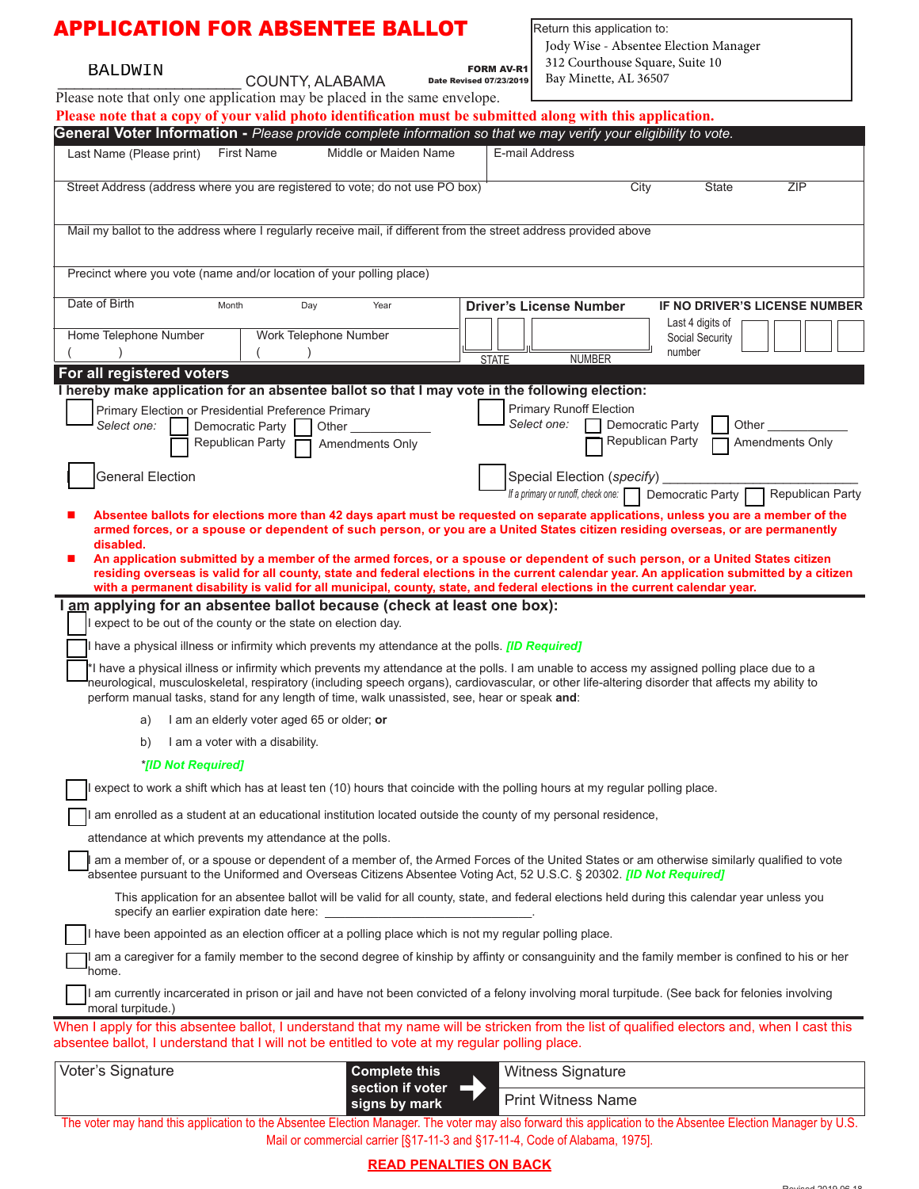# APPLICATION FOR ABSENTEE BALLOT

BALDWIN COUNTY, ALABAMA

**FORM AV-R1**
**Date Revised 07/23/2019**

Return this application to:
Jody Wise - Absentee Election Manager
312 Courthouse Square, Suite 10
Bay Minette, AL 36507

Please note that only one application may be placed in the same envelope.

**Please note that a copy of your valid photo identification must be submitted along with this application.**

## General Voter Information - *Please provide complete information so that we may verify your eligibility to vote.*

| Last Name (Please print) | First Name | Middle or Maiden Name | E-mail Address |
|---|---|---|---|
| | | | |

| Street Address (address where you are registered to vote; do not use PO box) | City | State | ZIP |
|---|---|---|---|
| | | | |

Mail my ballot to the address where I regularly receive mail, if different from the street address provided above

Precinct where you vote (name and/or location of your polling place)

| Date of Birth | Month | Day | Year | **Driver's License Number** | | **IF NO DRIVER'S LICENSE NUMBER** |
|---|---|---|---|---|---|---|
| Home Telephone Number ( ) | | Work Telephone Number ( ) | | STATE | NUMBER | Last 4 digits of Social Security number |

## For all registered voters

**I hereby make application for an absentee ballot so that I may vote in the following election:**

- ☐ Primary Election or Presidential Preference Primary
  *Select one:* ☐ Democratic Party ☐ Other ____________ ☐ Republican Party ☐ Amendments Only
- ☐ Primary Runoff Election
  *Select one:* ☐ Democratic Party ☐ Other ____________ ☐ Republican Party ☐ Amendments Only
- ☐ General Election
- ☐ Special Election (*specify*) ______________________________
  *If a primary or runoff, check one:* ☐ Democratic Party ☐ Republican Party

- **Absentee ballots for elections more than 42 days apart must be requested on separate applications, unless you are a member of the armed forces, or a spouse or dependent of such person, or you are a United States citizen residing overseas, or are permanently disabled.**
- **An application submitted by a member of the armed forces, or a spouse or dependent of such person, or a United States citizen residing overseas is valid for all county, state and federal elections in the current calendar year. An application submitted by a citizen with a permanent disability is valid for all municipal, county, state, and federal elections in the current calendar year.**

## I am applying for an absentee ballot because (check at least one box):

- ☐ I expect to be out of the county or the state on election day.
- ☐ I have a physical illness or infirmity which prevents my attendance at the polls. ***[ID Required]***
- ☐ *I have a physical illness or infirmity which prevents my attendance at the polls. I am unable to access my assigned polling place due to a neurological, musculoskeletal, respiratory (including speech organs), cardiovascular, or other life-altering disorder that affects my ability to perform manual tasks, stand for any length of time, walk unassisted, see, hear or speak **and**:

  a) I am an elderly voter aged 65 or older; **or**

  b) I am a voter with a disability.

  ***[ID Not Required]***
- ☐ I expect to work a shift which has at least ten (10) hours that coincide with the polling hours at my regular polling place.
- ☐ I am enrolled as a student at an educational institution located outside the county of my personal residence, attendance at which prevents my attendance at the polls.
- ☐ I am a member of, or a spouse or dependent of a member of, the Armed Forces of the United States or am otherwise similarly qualified to vote absentee pursuant to the Uniformed and Overseas Citizens Absentee Voting Act, 52 U.S.C. § 20302. ***[ID Not Required]***

  This application for an absentee ballot will be valid for all county, state, and federal elections held during this calendar year unless you specify an earlier expiration date here: ______________________.
- ☐ I have been appointed as an election officer at a polling place which is not my regular polling place.
- ☐ I am a caregiver for a family member to the second degree of kinship by affinity or consanguinity and the family member is confined to his or her home.
- ☐ I am currently incarcerated in prison or jail and have not been convicted of a felony involving moral turpitude. (See back for felonies involving moral turpitude.)

When I apply for this absentee ballot, I understand that my name will be stricken from the list of qualified electors and, when I cast this absentee ballot, I understand that I will not be entitled to vote at my regular polling place.

| Voter's Signature | **Complete this section if voter signs by mark** → | Witness Signature |
|---|---|---|
| | | Print Witness Name |

The voter may hand this application to the Absentee Election Manager. The voter may also forward this application to the Absentee Election Manager by U.S. Mail or commercial carrier [§17-11-3 and §17-11-4, Code of Alabama, 1975].

**READ PENALTIES ON BACK**

Revised 2019.06.18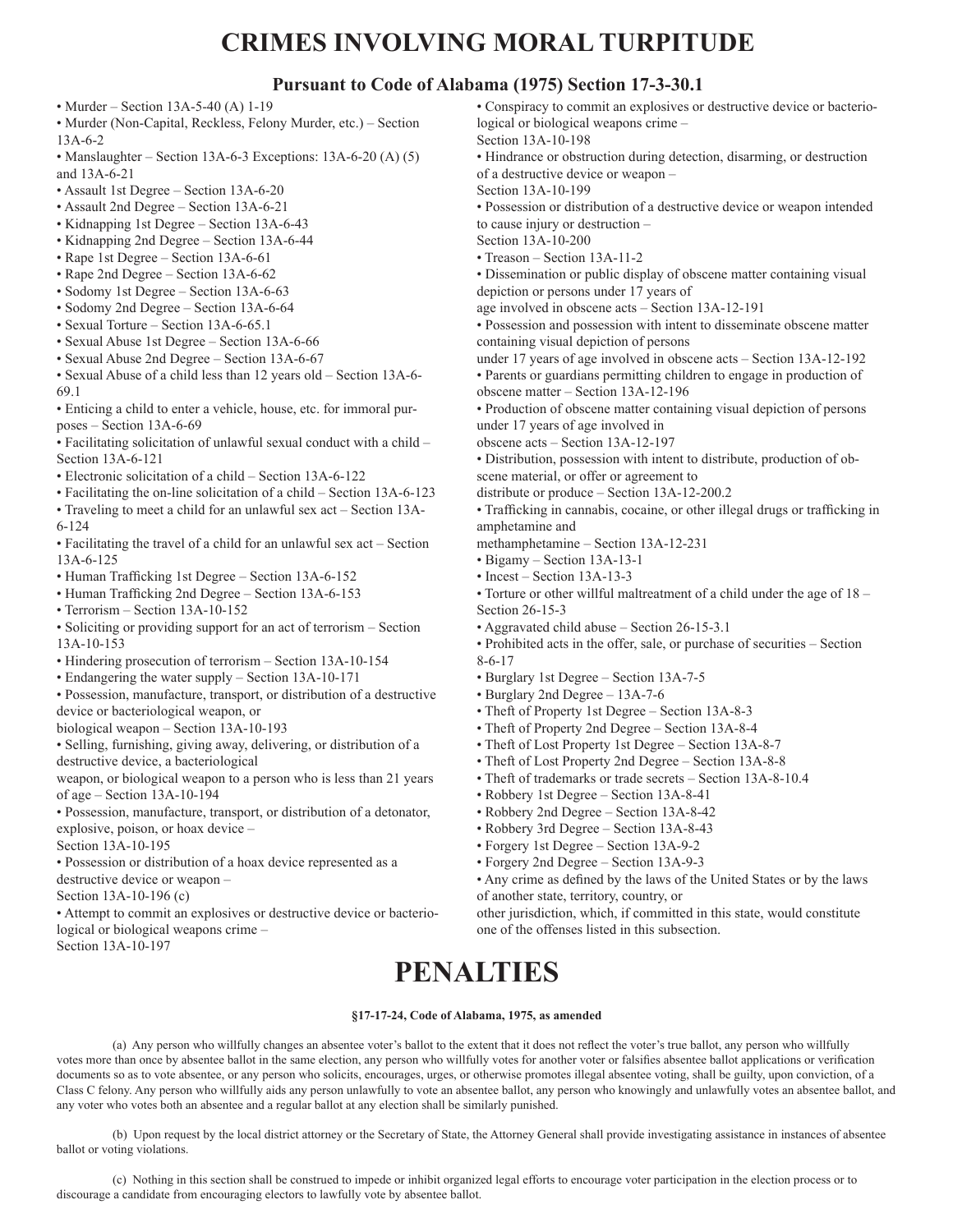# CRIMES INVOLVING MORAL TURPITUDE

## Pursuant to Code of Alabama (1975) Section 17-3-30.1

- Murder – Section 13A-5-40 (A) 1-19
- Murder (Non-Capital, Reckless, Felony Murder, etc.) – Section 13A-6-2
- Manslaughter – Section 13A-6-3 Exceptions: 13A-6-20 (A) (5) and 13A-6-21
- Assault 1st Degree – Section 13A-6-20
- Assault 2nd Degree – Section 13A-6-21
- Kidnapping 1st Degree – Section 13A-6-43
- Kidnapping 2nd Degree – Section 13A-6-44
- Rape 1st Degree – Section 13A-6-61
- Rape 2nd Degree – Section 13A-6-62
- Sodomy 1st Degree – Section 13A-6-63
- Sodomy 2nd Degree – Section 13A-6-64
- Sexual Torture – Section 13A-6-65.1
- Sexual Abuse 1st Degree – Section 13A-6-66
- Sexual Abuse 2nd Degree – Section 13A-6-67
- Sexual Abuse of a child less than 12 years old – Section 13A-6-69.1
- Enticing a child to enter a vehicle, house, etc. for immoral purposes – Section 13A-6-69
- Facilitating solicitation of unlawful sexual conduct with a child – Section 13A-6-121
- Electronic solicitation of a child – Section 13A-6-122
- Facilitating the on-line solicitation of a child – Section 13A-6-123
- Traveling to meet a child for an unlawful sex act – Section 13A-6-124
- Facilitating the travel of a child for an unlawful sex act – Section 13A-6-125
- Human Trafficking 1st Degree – Section 13A-6-152
- Human Trafficking 2nd Degree – Section 13A-6-153
- Terrorism – Section 13A-10-152
- Soliciting or providing support for an act of terrorism – Section 13A-10-153
- Hindering prosecution of terrorism – Section 13A-10-154
- Endangering the water supply – Section 13A-10-171
- Possession, manufacture, transport, or distribution of a destructive device or bacteriological weapon, or biological weapon – Section 13A-10-193
- Selling, furnishing, giving away, delivering, or distribution of a destructive device, a bacteriological weapon, or biological weapon to a person who is less than 21 years of age – Section 13A-10-194
- Possession, manufacture, transport, or distribution of a detonator, explosive, poison, or hoax device – Section 13A-10-195
- Possession or distribution of a hoax device represented as a destructive device or weapon – Section 13A-10-196 (c)
- Attempt to commit an explosives or destructive device or bacteriological or biological weapons crime – Section 13A-10-197
- Conspiracy to commit an explosives or destructive device or bacteriological or biological weapons crime – Section 13A-10-198
- Hindrance or obstruction during detection, disarming, or destruction of a destructive device or weapon – Section 13A-10-199
- Possession or distribution of a destructive device or weapon intended to cause injury or destruction – Section 13A-10-200
- Treason – Section 13A-11-2
- Dissemination or public display of obscene matter containing visual depiction or persons under 17 years of age involved in obscene acts – Section 13A-12-191
- Possession and possession with intent to disseminate obscene matter containing visual depiction of persons under 17 years of age involved in obscene acts – Section 13A-12-192
- Parents or guardians permitting children to engage in production of obscene matter – Section 13A-12-196
- Production of obscene matter containing visual depiction of persons under 17 years of age involved in obscene acts – Section 13A-12-197
- Distribution, possession with intent to distribute, production of obscene material, or offer or agreement to distribute or produce – Section 13A-12-200.2
- Trafficking in cannabis, cocaine, or other illegal drugs or trafficking in amphetamine and methamphetamine – Section 13A-12-231
- Bigamy – Section 13A-13-1
- Incest – Section 13A-13-3
- Torture or other willful maltreatment of a child under the age of 18 – Section 26-15-3
- Aggravated child abuse – Section 26-15-3.1
- Prohibited acts in the offer, sale, or purchase of securities – Section 8-6-17
- Burglary 1st Degree – Section 13A-7-5
- Burglary 2nd Degree – 13A-7-6
- Theft of Property 1st Degree – Section 13A-8-3
- Theft of Property 2nd Degree – Section 13A-8-4
- Theft of Lost Property 1st Degree – Section 13A-8-7
- Theft of Lost Property 2nd Degree – Section 13A-8-8
- Theft of trademarks or trade secrets – Section 13A-8-10.4
- Robbery 1st Degree – Section 13A-8-41
- Robbery 2nd Degree – Section 13A-8-42
- Robbery 3rd Degree – Section 13A-8-43
- Forgery 1st Degree – Section 13A-9-2
- Forgery 2nd Degree – Section 13A-9-3
- Any crime as defined by the laws of the United States or by the laws of another state, territory, country, or other jurisdiction, which, if committed in this state, would constitute one of the offenses listed in this subsection.

# PENALTIES

**§17-17-24, Code of Alabama, 1975, as amended**

(a) Any person who willfully changes an absentee voter's ballot to the extent that it does not reflect the voter's true ballot, any person who willfully votes more than once by absentee ballot in the same election, any person who willfully votes for another voter or falsifies absentee ballot applications or verification documents so as to vote absentee, or any person who solicits, encourages, urges, or otherwise promotes illegal absentee voting, shall be guilty, upon conviction, of a Class C felony. Any person who willfully aids any person unlawfully to vote an absentee ballot, any person who knowingly and unlawfully votes an absentee ballot, and any voter who votes both an absentee and a regular ballot at any election shall be similarly punished.

(b) Upon request by the local district attorney or the Secretary of State, the Attorney General shall provide investigating assistance in instances of absentee ballot or voting violations.

(c) Nothing in this section shall be construed to impede or inhibit organized legal efforts to encourage voter participation in the election process or to discourage a candidate from encouraging electors to lawfully vote by absentee ballot.